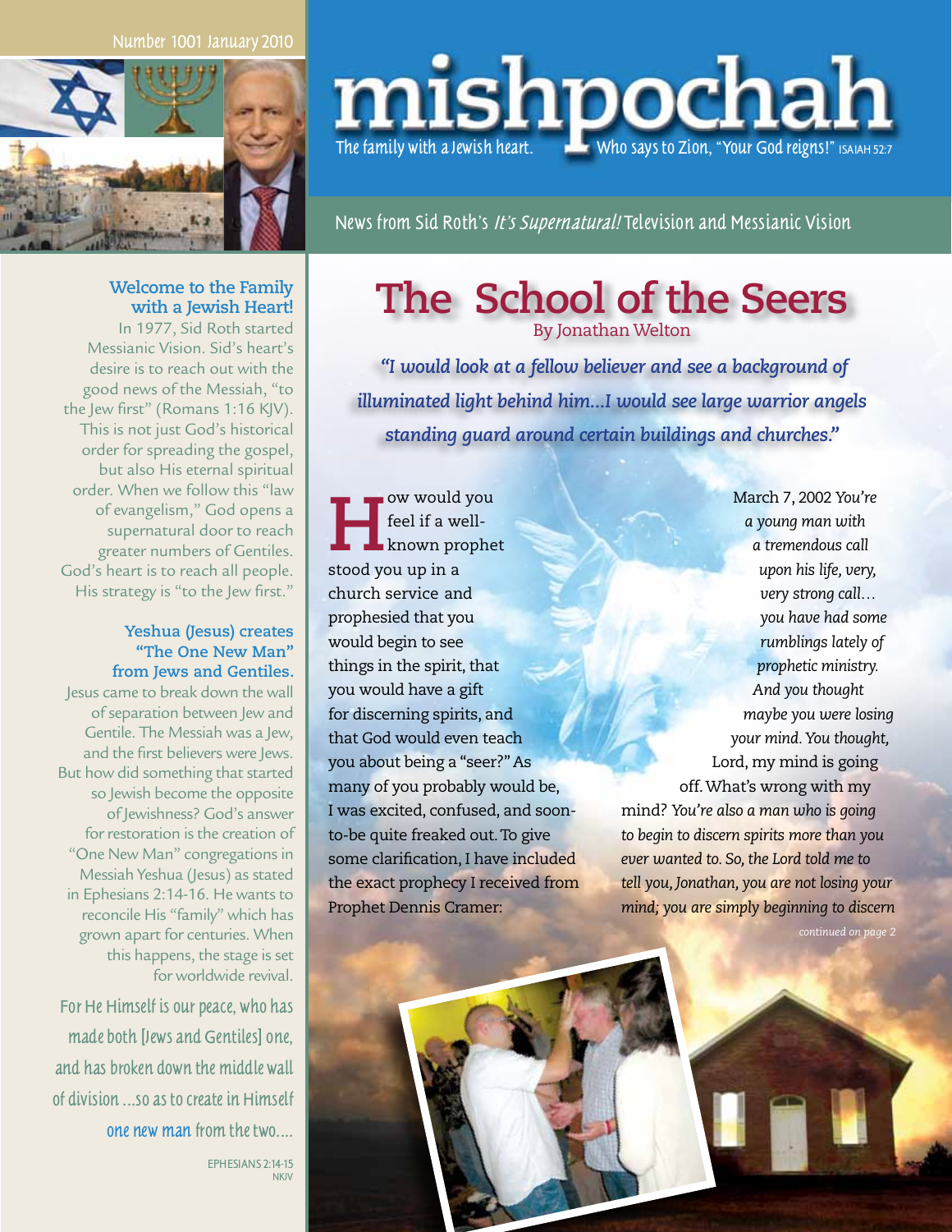Number 1001 January 2010

# mishpochah

The family with a Jewish heart. Who says to Zion, "Your God reigns!" ISAIAH 52:7

News from Sid Roth's *It's Supernatural!* Television and Messianic Vision

### Welcome to the Family with a Jewish Heart!

In 1977, Sid Roth started Messianic Vision. Sid's heart's desire is to reach out with the good news of the Messiah, "to the Jew first" (Romans 1:16 KJV). This is not just God's historical order for spreading the gospel, but also His eternal spiritual order. When we follow this "law of evangelism," God opens a supernatural door to reach greater numbers of Gentiles. God's heart is to reach all people. His strategy is "to the Jew first."

### Yeshua (Jesus) creates "The One New Man" from Jews and Gentiles.

Jesus came to break down the wall of separation between Jew and Gentile. The Messiah was a Jew, and the first believers were Jews. But how did something that started so Jewish become the opposite of Jewishness? God's answer for restoration is the creation of "One New Man" congregations in Messiah Yeshua (Jesus) as stated in Ephesians 2:14-16. He wants to reconcile His "family" which has grown apart for centuries. When this happens, the stage is set for worldwide revival.

For He Himself is our peace, who has made both [Jews and Gentiles] one, and has broken down the middle wall of division ...so as to create in Himself one new man from the two....

EPHESIANS 2:14-15 NKJV

# The School of the Seers

By Jonathan Welton

*"I would look at a fellow believer and see a background of illuminated light behind him...I would see large warrior angels standing guard around certain buildings and churches."*

How would you feel if a well-known prophet stood you up in a church service and prophesied that you would begin to see things in the spirit, that you would have a gift for discerning spirits, and that God would even teach you about being a "seer?" As many of you probably would be, I was excited, confused, and soon-to-be quite freaked out. To give some clarification, I have included the exact prophecy I received from Prophet Dennis Cramer:

March 7, 2002 *You're a young man with a tremendous call upon his life, very, very strong call… you have had some rumblings lately of prophetic ministry. And you thought maybe you were losing your mind. You thought,* Lord, my mind is going off. What's wrong with my mind? *You're also a man who is going to begin to discern spirits more than you ever wanted to. So, the Lord told me to tell you, Jonathan, you are not losing your mind; you are simply beginning to discern*

*continued on page 2*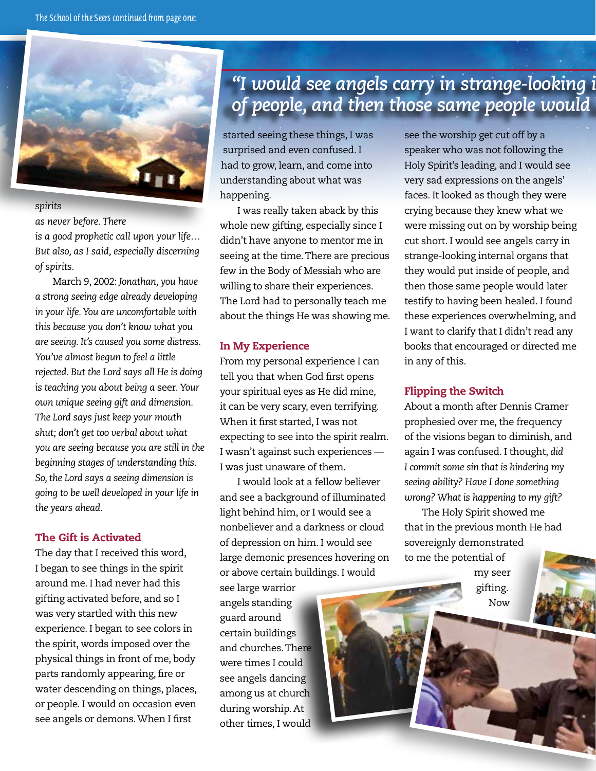*"I would see angels carry in strange-looking i of people, and then those same people would*

*spirits as never before. There is a good prophetic call upon your life… But also, as I said, especially discerning of spirits.*

March 9, 2002: *Jonathan, you have a strong seeing edge already developing in your life. You are uncomfortable with this because you don't know what you are seeing. It's caused you some distress. You've almost begun to feel a little rejected. But the Lord says all He is doing is teaching you about being a seer. Your own unique seeing gift and dimension. The Lord says just keep your mouth shut; don't get too verbal about what you are seeing because you are still in the beginning stages of understanding this. So, the Lord says a seeing dimension is going to be well developed in your life in the years ahead.*

## The Gift is Activated

The day that I received this word, I began to see things in the spirit around me. I had never had this gifting activated before, and so I was very startled with this new experience. I began to see colors in the spirit, words imposed over the physical things in front of me, body parts randomly appearing, fire or water descending on things, places, or people. I would on occasion even see angels or demons. When I first started seeing these things, I was surprised and even confused. I had to grow, learn, and come into understanding about what was happening.

I was really taken aback by this whole new gifting, especially since I didn't have anyone to mentor me in seeing at the time. There are precious few in the Body of Messiah who are willing to share their experiences. The Lord had to personally teach me about the things He was showing me.

## In My Experience

From my personal experience I can tell you that when God first opens your spiritual eyes as He did mine, it can be very scary, even terrifying. When it first started, I was not expecting to see into the spirit realm. I wasn't against such experiences — I was just unaware of them.

I would look at a fellow believer and see a background of illuminated light behind him, or I would see a nonbeliever and a darkness or cloud of depression on him. I would see large demonic presences hovering on or above certain buildings. I would see large warrior angels standing guard around certain buildings and churches. There were times I could see angels dancing among us at church during worship. At other times, I would see the worship get cut off by a speaker who was not following the Holy Spirit's leading, and I would see very sad expressions on the angels' faces. It looked as though they were crying because they knew what we were missing out on by worship being cut short. I would see angels carry in strange-looking internal organs that they would put inside of people, and then those same people would later testify to having been healed. I found these experiences overwhelming, and I want to clarify that I didn't read any books that encouraged or directed me in any of this.

## Flipping the Switch

About a month after Dennis Cramer prophesied over me, the frequency of the visions began to diminish, and again I was confused. I thought, *did I commit some sin that is hindering my seeing ability? Have I done something wrong? What is happening to my gift?*

The Holy Spirit showed me that in the previous month He had sovereignly demonstrated to me the potential of my seer gifting. Now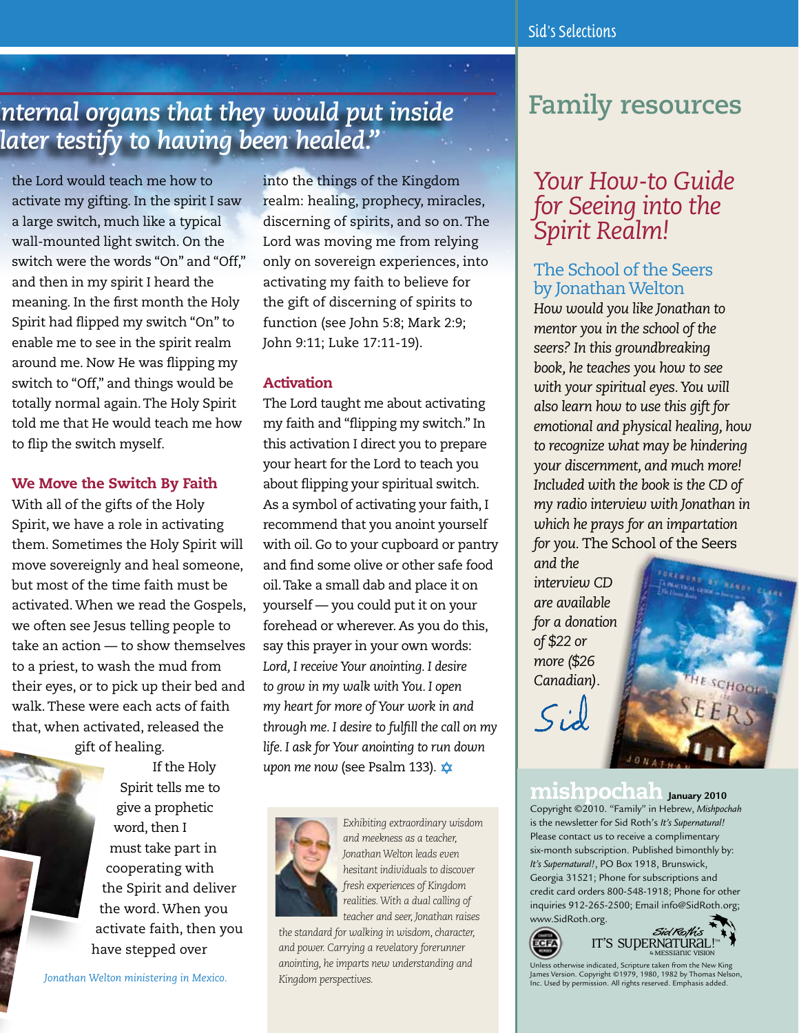*...nternal organs that they would put inside ... later testify to having been healed."*

the Lord would teach me how to activate my gifting. In the spirit I saw a large switch, much like a typical wall-mounted light switch. On the switch were the words "On" and "Off," and then in my spirit I heard the meaning. In the first month the Holy Spirit had flipped my switch "On" to enable me to see in the spirit realm around me. Now He was flipping my switch to "Off," and things would be totally normal again. The Holy Spirit told me that He would teach me how to flip the switch myself.

### We Move the Switch By Faith

With all of the gifts of the Holy Spirit, we have a role in activating them. Sometimes the Holy Spirit will move sovereignly and heal someone, but most of the time faith must be activated. When we read the Gospels, we often see Jesus telling people to take an action — to show themselves to a priest, to wash the mud from their eyes, or to pick up their bed and walk. These were each acts of faith that, when activated, released the gift of healing.

If the Holy Spirit tells me to give a prophetic word, then I must take part in cooperating with the Spirit and deliver the word. When you activate faith, then you have stepped over into the things of the Kingdom realm: healing, prophecy, miracles, discerning of spirits, and so on. The Lord was moving me from relying only on sovereign experiences, into activating my faith to believe for the gift of discerning of spirits to function (see John 5:8; Mark 2:9; John 9:11; Luke 17:11-19).

*Jonathan Welton ministering in Mexico.*

### Activation

The Lord taught me about activating my faith and "flipping my switch." In this activation I direct you to prepare your heart for the Lord to teach you about flipping your spiritual switch. As a symbol of activating your faith, I recommend that you anoint yourself with oil. Go to your cupboard or pantry and find some olive or other safe food oil. Take a small dab and place it on yourself — you could put it on your forehead or wherever. As you do this, say this prayer in your own words: *Lord, I receive Your anointing. I desire to grow in my walk with You. I open my heart for more of Your work in and through me. I desire to fulfill the call on my life. I ask for Your anointing to run down upon me now* (see Psalm 133). ✡

*Exhibiting extraordinary wisdom and meekness as a teacher, Jonathan Welton leads even hesitant individuals to discover fresh experiences of Kingdom realities. With a dual calling of teacher and seer, Jonathan raises the standard for walking in wisdom, character, and power. Carrying a revelatory forerunner anointing, he imparts new understanding and Kingdom perspectives.*

Sid's Selections

## Family resources

### *Your How-to Guide for Seeing into the Spirit Realm!*

**The School of the Seers by Jonathan Welton**

*How would you like Jonathan to mentor you in the school of the seers? In this groundbreaking book, he teaches you how to see with your spiritual eyes. You will also learn how to use this gift for emotional and physical healing, how to recognize what may be hindering your discernment, and much more! Included with the book is the CD of my radio interview with Jonathan in which he prays for an impartation for you.* The School of the Seers *and the interview CD are available for a donation of $22 or more ($26 Canadian).*

*Sid*

**mishpochah** January 2010

Copyright ©2010. "Family" in Hebrew, *Mishpochah* is the newsletter for Sid Roth's *It's Supernatural!* Please contact us to receive a complimentary six-month subscription. Published bimonthly by: *It's Supernatural!*, PO Box 1918, Brunswick, Georgia 31521; Phone for subscriptions and credit card orders 800-548-1918; Phone for other inquiries 912-265-2500; Email info@SidRoth.org; www.SidRoth.org.

Sid Roth's IT'S SUPERNATURAL! & MESSIANIC VISION

Unless otherwise indicated, Scripture taken from the New King James Version. Copyright ©1979, 1980, 1982 by Thomas Nelson, Inc. Used by permission. All rights reserved. Emphasis added.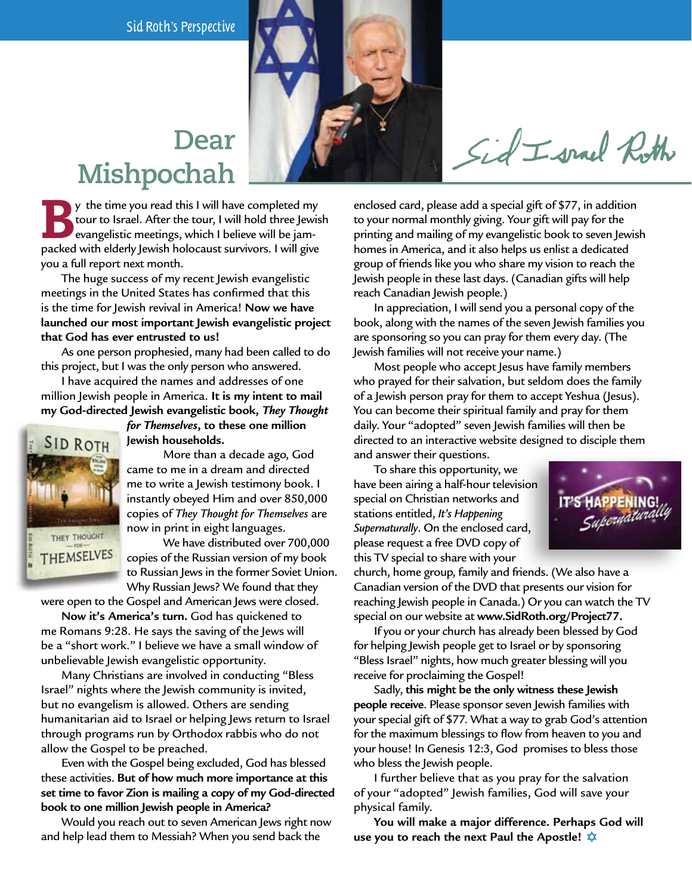# Dear Mishpochah

*Sid Israel Roth*

By the time you read this I will have completed my tour to Israel. After the tour, I will hold three Jewish evangelistic meetings, which I believe will be jam-packed with elderly Jewish holocaust survivors. I will give you a full report next month.

The huge success of my recent Jewish evangelistic meetings in the United States has confirmed that this is the time for Jewish revival in America! **Now we have launched our most important Jewish evangelistic project that God has ever entrusted to us!**

As one person prophesied, many had been called to do this project, but I was the only person who answered.

I have acquired the names and addresses of one million Jewish people in America. **It is my intent to mail my God-directed Jewish evangelistic book, *They Thought for Themselves*, to these one million Jewish households.**

More than a decade ago, God came to me in a dream and directed me to write a Jewish testimony book. I instantly obeyed Him and over 850,000 copies of *They Thought for Themselves* are now in print in eight languages.

We have distributed over 700,000 copies of the Russian version of my book to Russian Jews in the former Soviet Union. Why Russian Jews? We found that they were open to the Gospel and American Jews were closed.

**Now it's America's turn.** God has quickened to me Romans 9:28. He says the saving of the Jews will be a "short work." I believe we have a small window of unbelievable Jewish evangelistic opportunity.

Many Christians are involved in conducting "Bless Israel" nights where the Jewish community is invited, but no evangelism is allowed. Others are sending humanitarian aid to Israel or helping Jews return to Israel through programs run by Orthodox rabbis who do not allow the Gospel to be preached.

Even with the Gospel being excluded, God has blessed these activities. **But of how much more importance at this set time to favor Zion is mailing a copy of my God-directed book to one million Jewish people in America?**

Would you reach out to seven American Jews right now and help lead them to Messiah? When you send back the enclosed card, please add a special gift of $77, in addition to your normal monthly giving. Your gift will pay for the printing and mailing of my evangelistic book to seven Jewish homes in America, and it also helps us enlist a dedicated group of friends like you who share my vision to reach the Jewish people in these last days. (Canadian gifts will help reach Canadian Jewish people.)

In appreciation, I will send you a personal copy of the book, along with the names of the seven Jewish families you are sponsoring so you can pray for them every day. (The Jewish families will not receive your name.)

Most people who accept Jesus have family members who prayed for their salvation, but seldom does the family of a Jewish person pray for them to accept Yeshua (Jesus). You can become their spiritual family and pray for them daily. Your "adopted" seven Jewish families will then be directed to an interactive website designed to disciple them and answer their questions.

To share this opportunity, we have been airing a half-hour television special on Christian networks and stations entitled, *It's Happening Supernaturally*. On the enclosed card, please request a free DVD copy of this TV special to share with your church, home group, family and friends. (We also have a Canadian version of the DVD that presents our vision for reaching Jewish people in Canada.) Or you can watch the TV special on our website at **www.SidRoth.org/Project77.**

If you or your church has already been blessed by God for helping Jewish people get to Israel or by sponsoring "Bless Israel" nights, how much greater blessing will you receive for proclaiming the Gospel!

Sadly, **this might be the only witness these Jewish people receive**. Please sponsor seven Jewish families with your special gift of $77. What a way to grab God's attention for the maximum blessings to flow from heaven to you and your house! In Genesis 12:3, God promises to bless those who bless the Jewish people.

I further believe that as you pray for the salvation of your "adopted" Jewish families, God will save your physical family.

**You will make a major difference. Perhaps God will use you to reach the next Paul the Apostle!** ✡